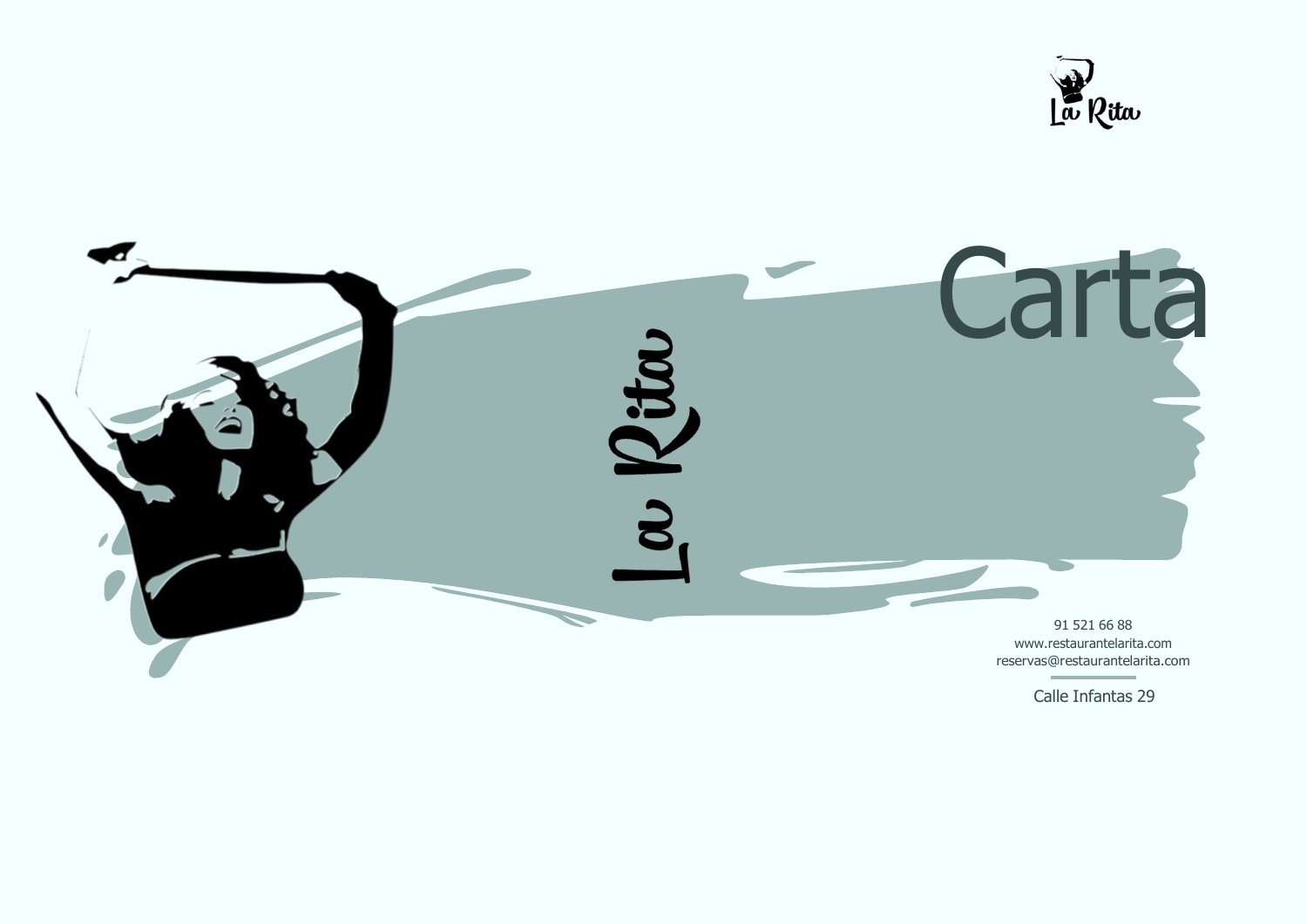La Rita

# Carta

La Rita

91 521 66 88
www.restaurantelarita.com
reservas@restaurantelarita.com

Calle Infantas 29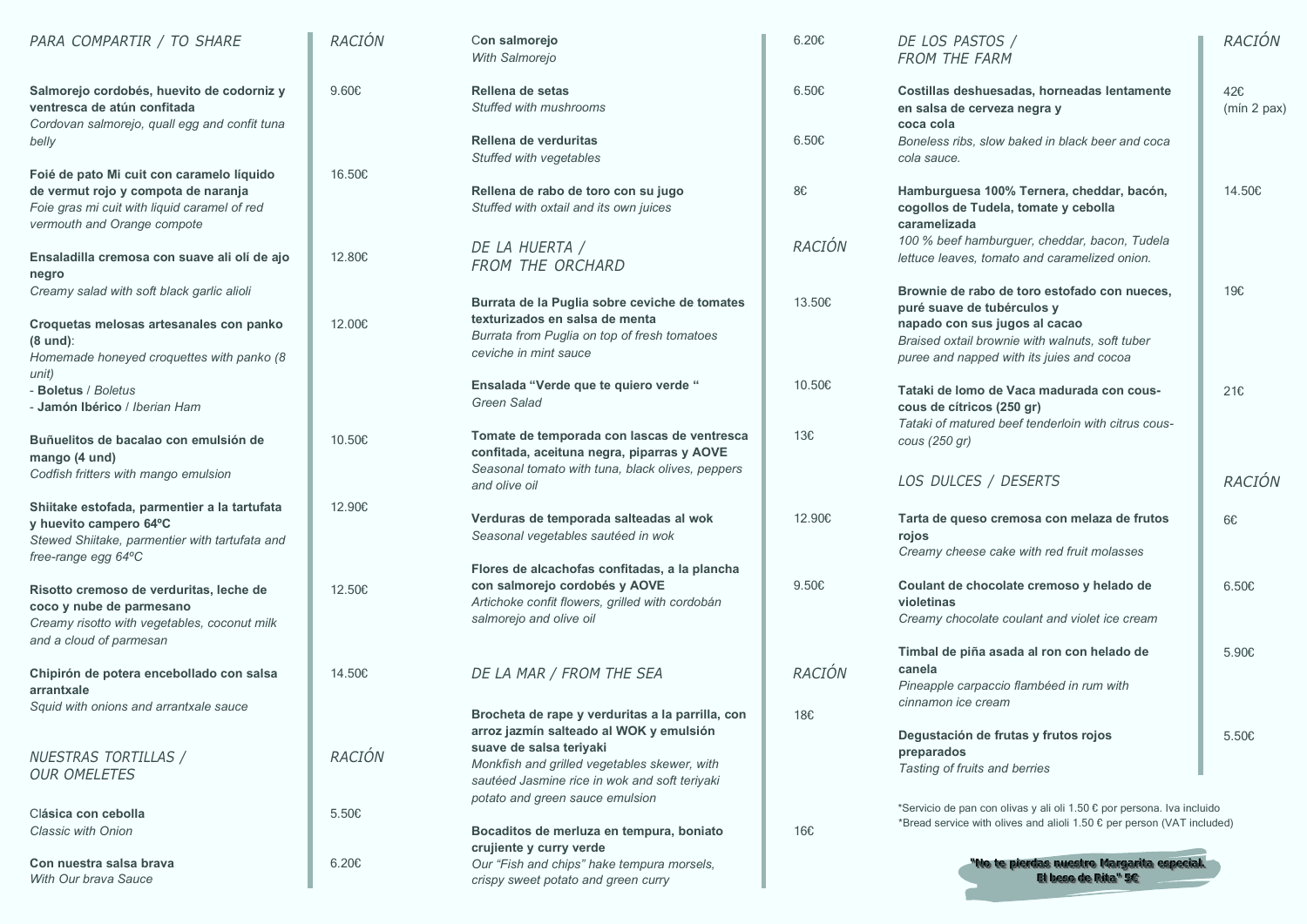## PARA COMPARTIR / TO SHARE — RACIÓN

**Salmorejo cordobés, huevito de codorniz y ventresca de atún confitada** — 9.60€
*Cordovan salmorejo, quail egg and confit tuna belly*

**Foié de pato Mi cuit con caramelo líquido de vermut rojo y compota de naranja** — 16.50€
*Foie gras mi cuit with liquid caramel of red vermouth and Orange compote*

**Ensaladilla cremosa con suave ali olí de ajo negro** — 12.80€
*Creamy salad with soft black garlic alioli*

**Croquetas melosas artesanales con panko (8 und)**: — 12.00€
*Homemade honeyed croquettes with panko (8 unit)*
- **Boletus** / *Boletus*
- **Jamón Ibérico** / *Iberian Ham*

**Buñuelitos de bacalao con emulsión de mango (4 und)** — 10.50€
*Codfish fritters with mango emulsion*

**Shiitake estofada, parmentier a la tartufata y huevito campero 64ºC** — 12.90€
*Stewed Shiitake, parmentier with tartufata and free-range egg 64ºC*

**Risotto cremoso de verduritas, leche de coco y nube de parmesano** — 12.50€
*Creamy risotto with vegetables, coconut milk and a cloud of parmesan*

**Chipirón de potera encebollado con salsa arrantxale** — 14.50€
*Squid with onions and arrantxale sauce*

## NUESTRAS TORTILLAS / OUR OMELETES — RACIÓN

**Clásica con cebolla** — 5.50€
*Classic with Onion*

**Con nuestra salsa brava** — 6.20€
*With Our brava Sauce*

**Con salmorejo** — 6.20€
*With Salmorejo*

**Rellena de setas** — 6.50€
*Stuffed with mushrooms*

**Rellena de verduritas** — 6.50€
*Stuffed with vegetables*

**Rellena de rabo de toro con su jugo** — 8€
*Stuffed with oxtail and its own juices*

## DE LA HUERTA / FROM THE ORCHARD — RACIÓN

**Burrata de la Puglia sobre ceviche de tomates texturizados en salsa de menta** — 13.50€
*Burrata from Puglia on top of fresh tomatoes ceviche in mint sauce*

**Ensalada "Verde que te quiero verde "** — 10.50€
*Green Salad*

**Tomate de temporada con lascas de ventresca confitada, aceituna negra, piparras y AOVE** — 13€
*Seasonal tomato with tuna, black olives, peppers and olive oil*

**Verduras de temporada salteadas al wok** — 12.90€
*Seasonal vegetables sautéed in wok*

**Flores de alcachofas confitadas, a la plancha con salmorejo cordobés y AOVE** — 9.50€
*Artichoke confit flowers, grilled with cordobán salmorejo and olive oil*

## DE LA MAR / FROM THE SEA — RACIÓN

**Brocheta de rape y verduritas a la parrilla, con arroz jazmín salteado al WOK y emulsión suave de salsa teriyaki** — 18€
*Monkfish and grilled vegetables skewer, with sautéed Jasmine rice in wok and soft teriyaki potato and green sauce emulsion*

**Bocaditos de merluza en tempura, boniato crujiente y curry verde** — 16€
*Our "Fish and chips" hake tempura morsels, crispy sweet potato and green curry*

## DE LOS PASTOS / FROM THE FARM — RACIÓN

**Costillas deshuesadas, horneadas lentamente en salsa de cerveza negra y coca cola** — 42€ (mín 2 pax)
*Boneless ribs, slow baked in black beer and coca cola sauce.*

**Hamburguesa 100% Ternera, cheddar, bacón, cogollos de Tudela, tomate y cebolla caramelizada** — 14.50€
*100 % beef hamburguer, cheddar, bacon, Tudela lettuce leaves, tomato and caramelized onion.*

**Brownie de rabo de toro estofado con nueces, puré suave de tubérculos y napado con sus jugos al cacao** — 19€
*Braised oxtail brownie with walnuts, soft tuber puree and napped with its juies and cocoa*

**Tataki de lomo de Vaca madurada con cous-cous de cítricos (250 gr)** — 21€
*Tataki of matured beef tenderloin with citrus cous-cous (250 gr)*

## LOS DULCES / DESERTS — RACIÓN

**Tarta de queso cremosa con melaza de frutos rojos** — 6€
*Creamy cheese cake with red fruit molasses*

**Coulant de chocolate cremoso y helado de violetinas** — 6.50€
*Creamy chocolate coulant and violet ice cream*

**Timbal de piña asada al ron con helado de canela** — 5.90€
*Pineapple carpaccio flambéed in rum with cinnamon ice cream*

**Degustación de frutas y frutos rojos preparados** — 5.50€
*Tasting of fruits and berries*

*Servicio de pan con olivas y ali oli 1.50 € por persona. Iva incluido
*Bread service with olives and alioli 1.50 € per person (VAT included)

**"No te pierdas nuestro Margarita especial. El beso de Rita" 5€**